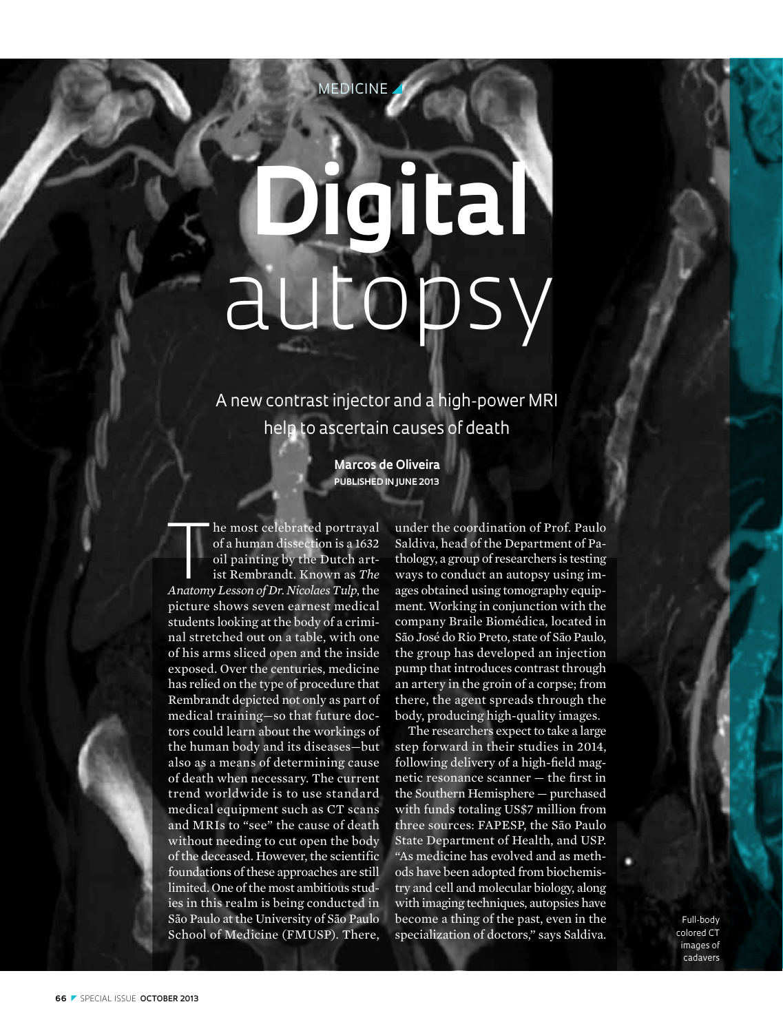MEDICINE

# Digital autopsy

A new contrast injector and a high-power MRI help to ascertain causes of death

**Marcos de Oliveira**
**PUBLISHED IN JUNE 2013**

The most celebrated portrayal of a human dissection is a 1632 oil painting by the Dutch artist Rembrandt. Known as *The Anatomy Lesson of Dr. Nicolaes Tulp*, the picture shows seven earnest medical students looking at the body of a criminal stretched out on a table, with one of his arms sliced open and the inside exposed. Over the centuries, medicine has relied on the type of procedure that Rembrandt depicted not only as part of medical training—so that future doctors could learn about the workings of the human body and its diseases—but also as a means of determining cause of death when necessary. The current trend worldwide is to use standard medical equipment such as CT scans and MRIs to "see" the cause of death without needing to cut open the body of the deceased. However, the scientific foundations of these approaches are still limited. One of the most ambitious studies in this realm is being conducted in São Paulo at the University of São Paulo School of Medicine (FMUSP). There, under the coordination of Prof. Paulo Saldiva, head of the Department of Pathology, a group of researchers is testing ways to conduct an autopsy using images obtained using tomography equipment. Working in conjunction with the company Braile Biomédica, located in São José do Rio Preto, state of São Paulo, the group has developed an injection pump that introduces contrast through an artery in the groin of a corpse; from there, the agent spreads through the body, producing high-quality images.

The researchers expect to take a large step forward in their studies in 2014, following delivery of a high-field magnetic resonance scanner — the first in the Southern Hemisphere — purchased with funds totaling US$7 million from three sources: FAPESP, the São Paulo State Department of Health, and USP. "As medicine has evolved and as methods have been adopted from biochemistry and cell and molecular biology, along with imaging techniques, autopsies have become a thing of the past, even in the specialization of doctors," says Saldiva.

Full-body colored CT images of cadavers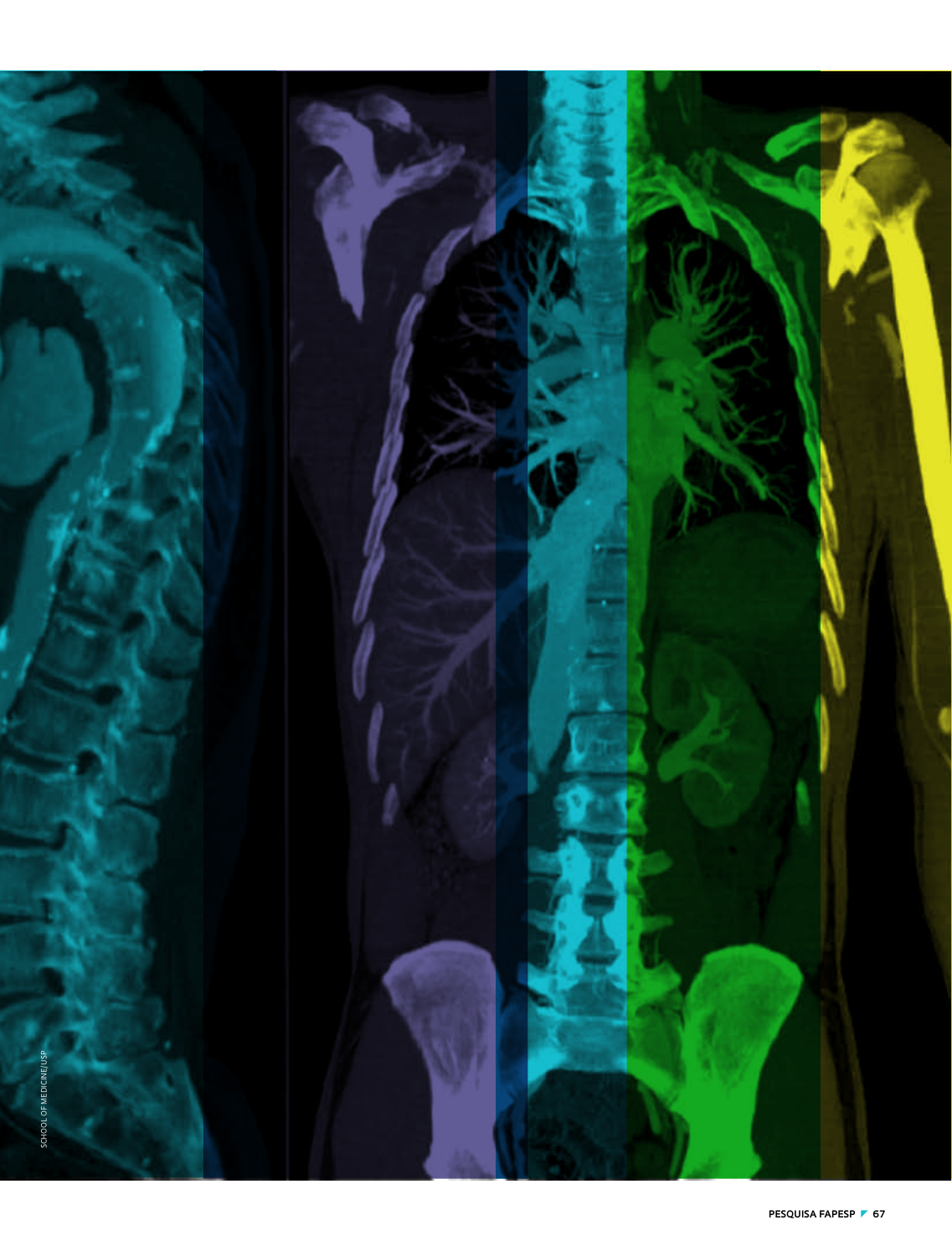SCHOOL OF MEDICINE/USP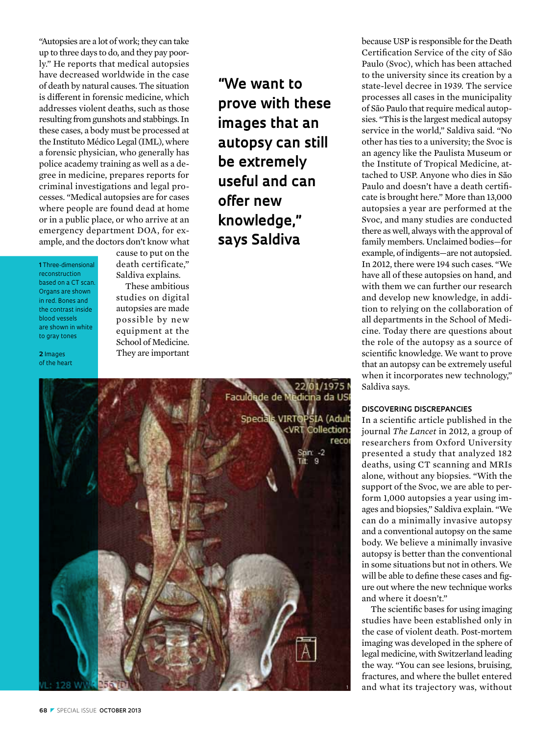"Autopsies are a lot of work; they can take up to three days to do, and they pay poorly." He reports that medical autopsies have decreased worldwide in the case of death by natural causes. The situation is different in forensic medicine, which addresses violent deaths, such as those resulting from gunshots and stabbings. In these cases, a body must be processed at the Instituto Médico Legal (IML), where a forensic physician, who generally has police academy training as well as a degree in medicine, prepares reports for criminal investigations and legal processes. "Medical autopsies are for cases where people are found dead at home or in a public place, or who arrive at an emergency department DOA, for example, and the doctors don't know what cause to put on the death certificate," Saldiva explains.

These ambitious studies on digital autopsies are made possible by new equipment at the School of Medicine. They are important because USP is responsible for the Death Certification Service of the city of São Paulo (Svoc), which has been attached to the university since its creation by a state-level decree in 1939. The service processes all cases in the municipality of São Paulo that require medical autopsies. "This is the largest medical autopsy service in the world," Saldiva said. "No other has ties to a university; the Svoc is an agency like the Paulista Museum or the Institute of Tropical Medicine, attached to USP. Anyone who dies in São Paulo and doesn't have a death certificate is brought here." More than 13,000 autopsies a year are performed at the Svoc, and many studies are conducted there as well, always with the approval of family members. Unclaimed bodies—for example, of indigents—are not autopsied. In 2012, there were 194 such cases. "We have all of these autopsies on hand, and with them we can further our research and develop new knowledge, in addition to relying on the collaboration of all departments in the School of Medicine. Today there are questions about the role of the autopsy as a source of scientific knowledge. We want to prove that an autopsy can be extremely useful when it incorporates new technology," Saldiva says.

**"We want to prove with these images that an autopsy can still be extremely useful and can offer new knowledge," says Saldiva**

**1** Three-dimensional reconstruction based on a CT scan. Organs are shown in red. Bones and the contrast inside blood vessels are shown in white to gray tones

**2** Images of the heart

### DISCOVERING DISCREPANCIES

In a scientific article published in the journal *The Lancet* in 2012, a group of researchers from Oxford University presented a study that analyzed 182 deaths, using CT scanning and MRIs alone, without any biopsies. "With the support of the Svoc, we are able to perform 1,000 autopsies a year using images and biopsies," Saldiva explain. "We can do a minimally invasive autopsy and a conventional autopsy on the same body. We believe a minimally invasive autopsy is better than the conventional in some situations but not in others. We will be able to define these cases and figure out where the new technique works and where it doesn't."

The scientific bases for using imaging studies have been established only in the case of violent death. Post-mortem imaging was developed in the sphere of legal medicine, with Switzerland leading the way. "You can see lesions, bruising, fractures, and where the bullet entered and what its trajectory was, without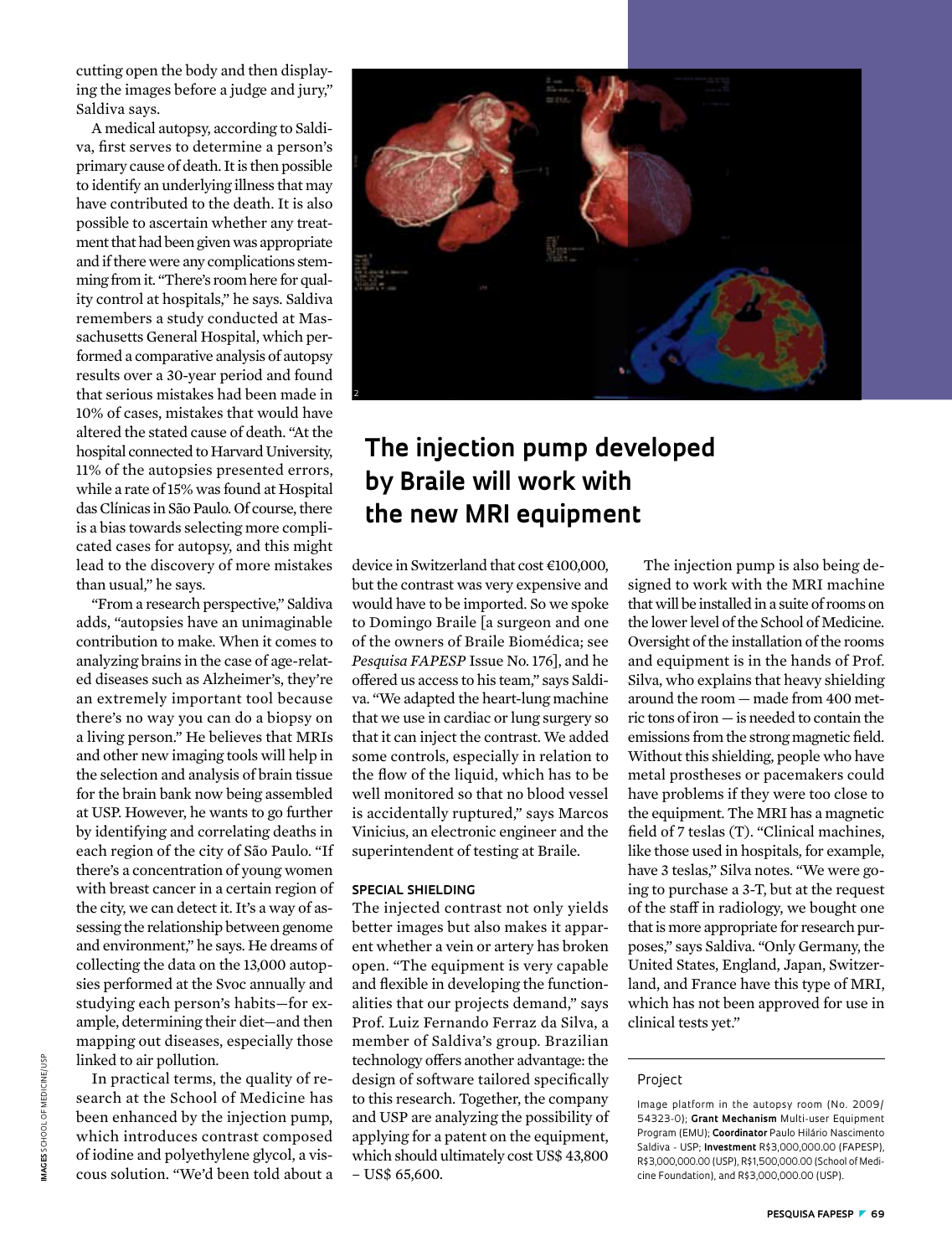cutting open the body and then displaying the images before a judge and jury," Saldiva says.

A medical autopsy, according to Saldiva, first serves to determine a person's primary cause of death. It is then possible to identify an underlying illness that may have contributed to the death. It is also possible to ascertain whether any treatment that had been given was appropriate and if there were any complications stemming from it. "There's room here for quality control at hospitals," he says. Saldiva remembers a study conducted at Massachusetts General Hospital, which performed a comparative analysis of autopsy results over a 30-year period and found that serious mistakes had been made in 10% of cases, mistakes that would have altered the stated cause of death. "At the hospital connected to Harvard University, 11% of the autopsies presented errors, while a rate of 15% was found at Hospital das Clínicas in São Paulo. Of course, there is a bias towards selecting more complicated cases for autopsy, and this might lead to the discovery of more mistakes than usual," he says.

"From a research perspective," Saldiva adds, "autopsies have an unimaginable contribution to make. When it comes to analyzing brains in the case of age-related diseases such as Alzheimer's, they're an extremely important tool because there's no way you can do a biopsy on a living person." He believes that MRIs and other new imaging tools will help in the selection and analysis of brain tissue for the brain bank now being assembled at USP. However, he wants to go further by identifying and correlating deaths in each region of the city of São Paulo. "If there's a concentration of young women with breast cancer in a certain region of the city, we can detect it. It's a way of assessing the relationship between genome and environment," he says. He dreams of collecting the data on the 13,000 autopsies performed at the Svoc annually and studying each person's habits—for example, determining their diet—and then mapping out diseases, especially those linked to air pollution.

In practical terms, the quality of research at the School of Medicine has been enhanced by the injection pump, which introduces contrast composed of iodine and polyethylene glycol, a viscous solution. "We'd been told about a device in Switzerland that cost €100,000, but the contrast was very expensive and would have to be imported. So we spoke to Domingo Braile [a surgeon and one of the owners of Braile Biomédica; see *Pesquisa FAPESP* Issue No. 176], and he offered us access to his team," says Saldiva. "We adapted the heart-lung machine that we use in cardiac or lung surgery so that it can inject the contrast. We added some controls, especially in relation to the flow of the liquid, which has to be well monitored so that no blood vessel is accidentally ruptured," says Marcos Vinicius, an electronic engineer and the superintendent of testing at Braile.

## The injection pump developed by Braile will work with the new MRI equipment

### SPECIAL SHIELDING

The injected contrast not only yields better images but also makes it apparent whether a vein or artery has broken open. "The equipment is very capable and flexible in developing the functionalities that our projects demand," says Prof. Luiz Fernando Ferraz da Silva, a member of Saldiva's group. Brazilian technology offers another advantage: the design of software tailored specifically to this research. Together, the company and USP are analyzing the possibility of applying for a patent on the equipment, which should ultimately cost US$ 43,800 – US$ 65,600.

The injection pump is also being designed to work with the MRI machine that will be installed in a suite of rooms on the lower level of the School of Medicine. Oversight of the installation of the rooms and equipment is in the hands of Prof. Silva, who explains that heavy shielding around the room — made from 400 metric tons of iron — is needed to contain the emissions from the strong magnetic field. Without this shielding, people who have metal prostheses or pacemakers could have problems if they were too close to the equipment. The MRI has a magnetic field of 7 teslas (T). "Clinical machines, like those used in hospitals, for example, have 3 teslas," Silva notes. "We were going to purchase a 3-T, but at the request of the staff in radiology, we bought one that is more appropriate for research purposes," says Saldiva. "Only Germany, the United States, England, Japan, Switzerland, and France have this type of MRI, which has not been approved for use in clinical tests yet."

---

Project

Image platform in the autopsy room (No. 2009/54323-0); **Grant Mechanism** Multi-user Equipment Program (EMU); **Coordinator** Paulo Hilário Nascimento Saldiva - USP; **Investment** R$3,000,000.00 (FAPESP), R$3,000,000.00 (USP), R$1,500,000.00 (School of Medicine Foundation), and R$3,000,000.00 (USP).

**IMAGES** SCHOOL OF MEDICINE/USP